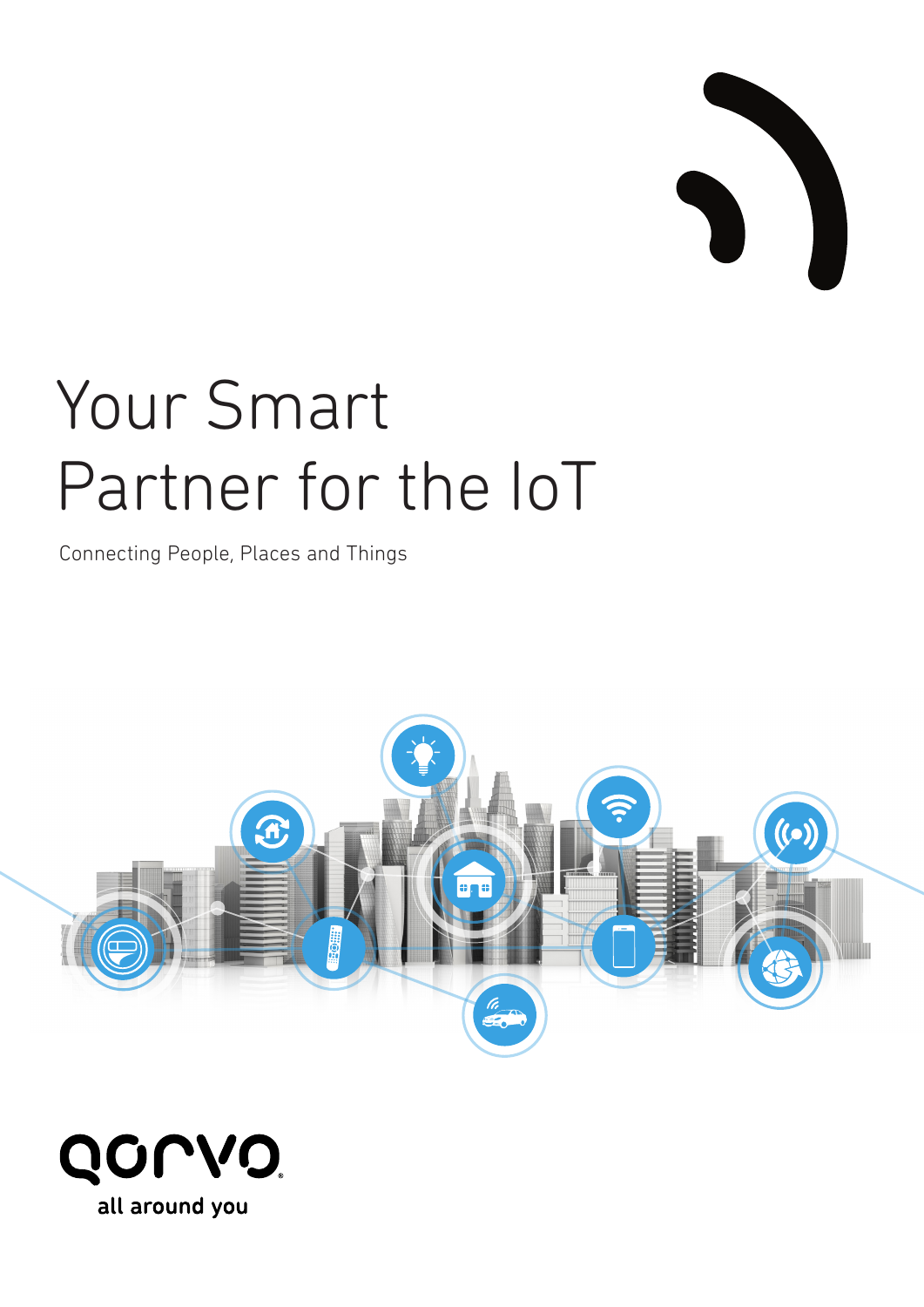# Your Smart Partner for the IoT

Connecting People, Places and Things

all around you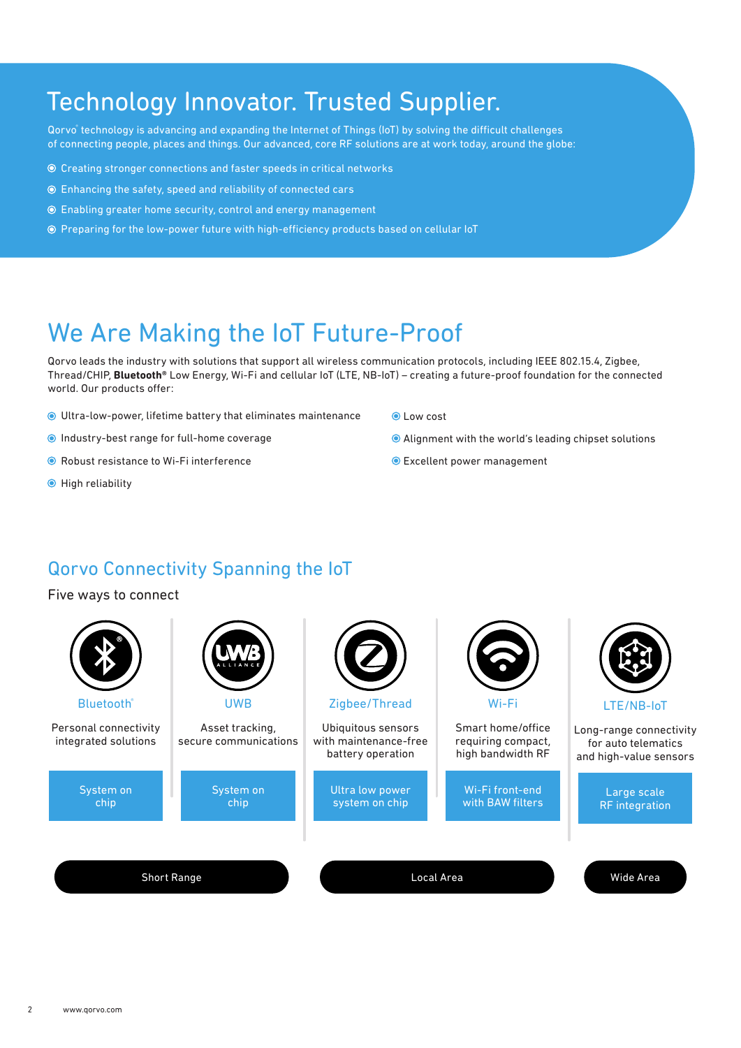# Technology Innovator. Trusted Supplier.

Qorvo® technology is advancing and expanding the Internet of Things (IoT) by solving the difficult challenges of connecting people, places and things. Our advanced, core RF solutions are at work today, around the globe:

- Creating stronger connections and faster speeds in critical networks
- Enhancing the safety, speed and reliability of connected cars
- Enabling greater home security, control and energy management
- Preparing for the low-power future with high-efficiency products based on cellular IoT

# We Are Making the IoT Future-Proof

Qorvo leads the industry with solutions that support all wireless communication protocols, including IEEE 802.15.4, Zigbee, Thread/CHIP, **Bluetooth®** Low Energy, Wi-Fi and cellular IoT (LTE, NB-IoT) – creating a future-proof foundation for the connected world. Our products offer:

- Ultra-low-power, lifetime battery that eliminates maintenance
- Industry-best range for full-home coverage
- Robust resistance to Wi-Fi interference
- High reliability
- Low cost
- Alignment with the world's leading chipset solutions
- Excellent power management

## Qorvo Connectivity Spanning the IoT

Five ways to connect

| Bluetooth® | UWB | Zigbee/Thread | Wi-Fi | LTE/NB-IoT |
|---|---|---|---|---|
| Personal connectivity integrated solutions | Asset tracking, secure communications | Ubiquitous sensors with maintenance-free battery operation | Smart home/office requiring compact, high bandwidth RF | Long-range connectivity for auto telematics and high-value sensors |
| System on chip | System on chip | Ultra low power system on chip | Wi-Fi front-end with BAW filters | Large scale RF integration |
| Short Range | | Local Area | | Wide Area |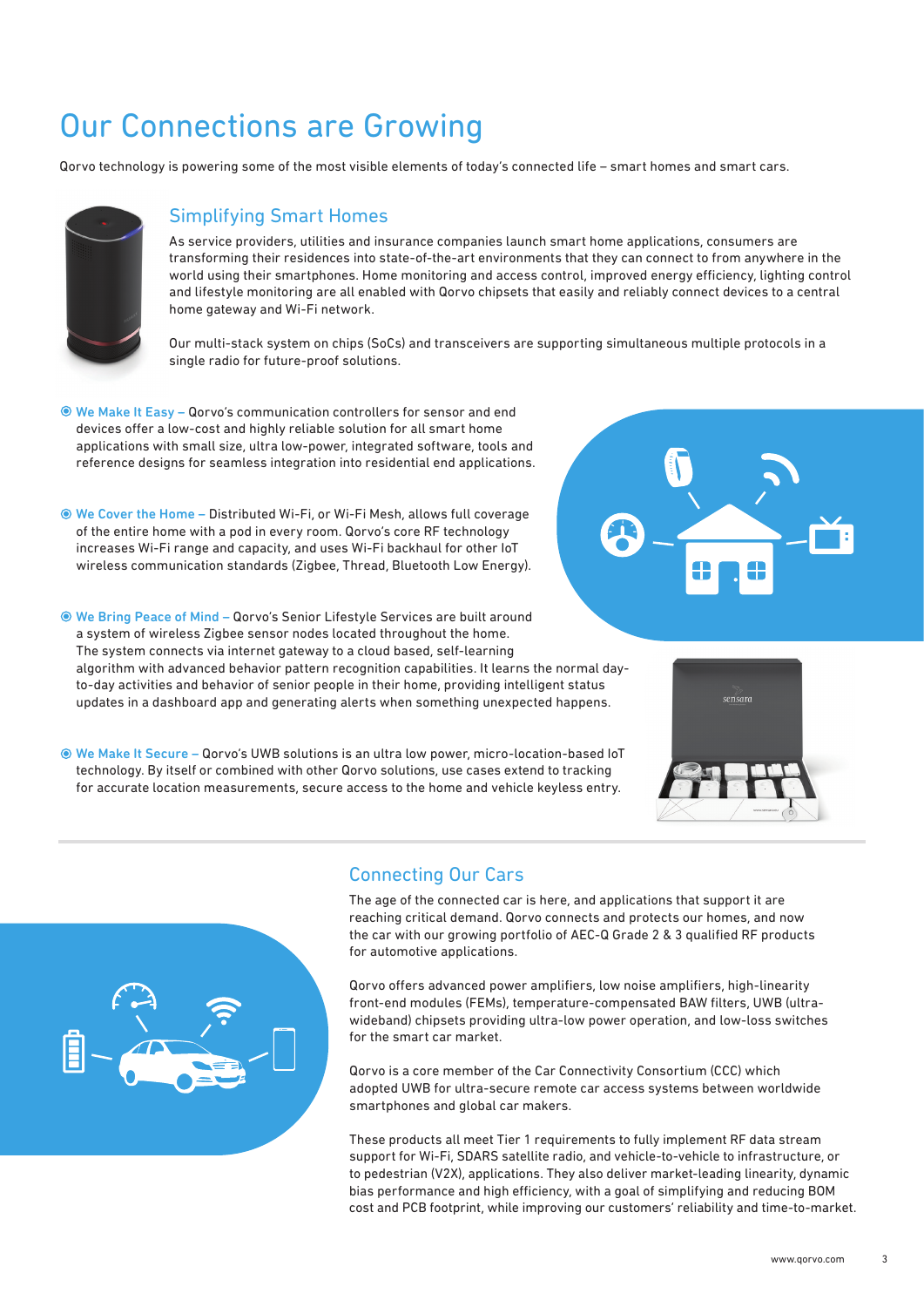# Our Connections are Growing

Qorvo technology is powering some of the most visible elements of today's connected life – smart homes and smart cars.

## Simplifying Smart Homes

As service providers, utilities and insurance companies launch smart home applications, consumers are transforming their residences into state-of-the-art environments that they can connect to from anywhere in the world using their smartphones. Home monitoring and access control, improved energy efficiency, lighting control and lifestyle monitoring are all enabled with Qorvo chipsets that easily and reliably connect devices to a central home gateway and Wi-Fi network.

Our multi-stack system on chips (SoCs) and transceivers are supporting simultaneous multiple protocols in a single radio for future-proof solutions.

- **We Make It Easy** – Qorvo's communication controllers for sensor and end devices offer a low-cost and highly reliable solution for all smart home applications with small size, ultra low-power, integrated software, tools and reference designs for seamless integration into residential end applications.

- **We Cover the Home** – Distributed Wi-Fi, or Wi-Fi Mesh, allows full coverage of the entire home with a pod in every room. Qorvo's core RF technology increases Wi-Fi range and capacity, and uses Wi-Fi backhaul for other IoT wireless communication standards (Zigbee, Thread, Bluetooth Low Energy).

- **We Bring Peace of Mind** – Qorvo's Senior Lifestyle Services are built around a system of wireless Zigbee sensor nodes located throughout the home. The system connects via internet gateway to a cloud based, self-learning algorithm with advanced behavior pattern recognition capabilities. It learns the normal day-to-day activities and behavior of senior people in their home, providing intelligent status updates in a dashboard app and generating alerts when something unexpected happens.

- **We Make It Secure** – Qorvo's UWB solutions is an ultra low power, micro-location-based IoT technology. By itself or combined with other Qorvo solutions, use cases extend to tracking for accurate location measurements, secure access to the home and vehicle keyless entry.

## Connecting Our Cars

The age of the connected car is here, and applications that support it are reaching critical demand. Qorvo connects and protects our homes, and now the car with our growing portfolio of AEC-Q Grade 2 & 3 qualified RF products for automotive applications.

Qorvo offers advanced power amplifiers, low noise amplifiers, high-linearity front-end modules (FEMs), temperature-compensated BAW filters, UWB (ultra-wideband) chipsets providing ultra-low power operation, and low-loss switches for the smart car market.

Qorvo is a core member of the Car Connectivity Consortium (CCC) which adopted UWB for ultra-secure remote car access systems between worldwide smartphones and global car makers.

These products all meet Tier 1 requirements to fully implement RF data stream support for Wi-Fi, SDARS satellite radio, and vehicle-to-vehicle to infrastructure, or to pedestrian (V2X), applications. They also deliver market-leading linearity, dynamic bias performance and high efficiency, with a goal of simplifying and reducing BOM cost and PCB footprint, while improving our customers' reliability and time-to-market.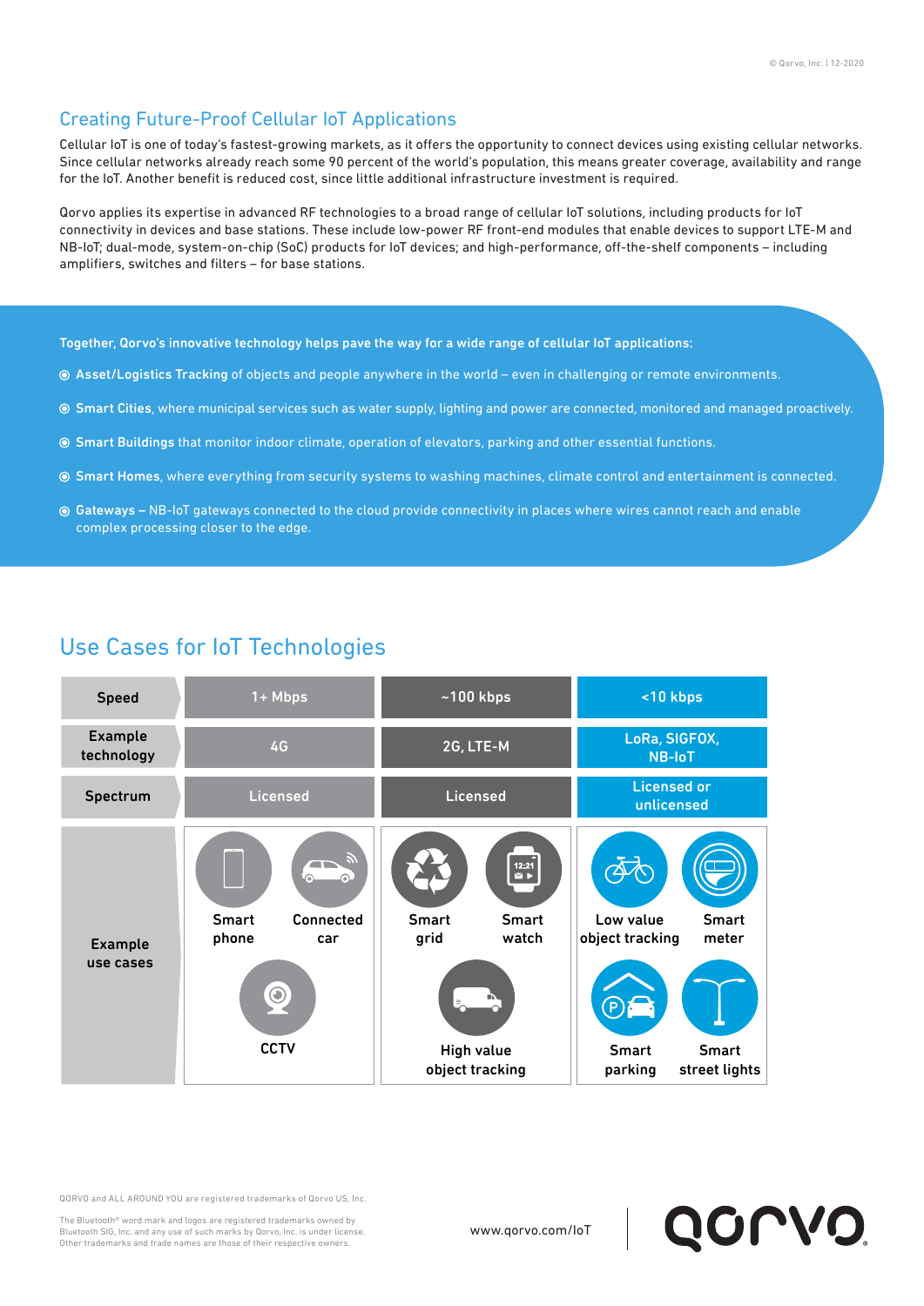## Creating Future-Proof Cellular IoT Applications

Cellular IoT is one of today's fastest-growing markets, as it offers the opportunity to connect devices using existing cellular networks. Since cellular networks already reach some 90 percent of the world's population, this means greater coverage, availability and range for the IoT. Another benefit is reduced cost, since little additional infrastructure investment is required.

Qorvo applies its expertise in advanced RF technologies to a broad range of cellular IoT solutions, including products for IoT connectivity in devices and base stations. These include low-power RF front-end modules that enable devices to support LTE-M and NB-IoT; dual-mode, system-on-chip (SoC) products for IoT devices; and high-performance, off-the-shelf components – including amplifiers, switches and filters – for base stations.

**Together, Qorvo's innovative technology helps pave the way for a wide range of cellular IoT applications:**

- **Asset/Logistics Tracking** of objects and people anywhere in the world – even in challenging or remote environments.
- **Smart Cities**, where municipal services such as water supply, lighting and power are connected, monitored and managed proactively.
- **Smart Buildings** that monitor indoor climate, operation of elevators, parking and other essential functions.
- **Smart Homes**, where everything from security systems to washing machines, climate control and entertainment is connected.
- **Gateways** – NB-IoT gateways connected to the cloud provide connectivity in places where wires cannot reach and enable complex processing closer to the edge.

## Use Cases for IoT Technologies

| Speed | 1+ Mbps | ~100 kbps | <10 kbps |
|---|---|---|---|
| Example technology | 4G | 2G, LTE-M | LoRa, SIGFOX, NB-IoT |
| Spectrum | Licensed | Licensed | Licensed or unlicensed |
| Example use cases | Smart phone, Connected car, CCTV | Smart grid, Smart watch, High value object tracking | Low value object tracking, Smart meter, Smart parking, Smart street lights |

QORVO and ALL AROUND YOU are registered trademarks of Qorvo US, Inc.

The Bluetooth® word mark and logos are registered trademarks owned by Bluetooth SIG, Inc. and any use of such marks by Qorvo, Inc. is under license. Other trademarks and trade names are those of their respective owners.

www.qorvo.com/IoT